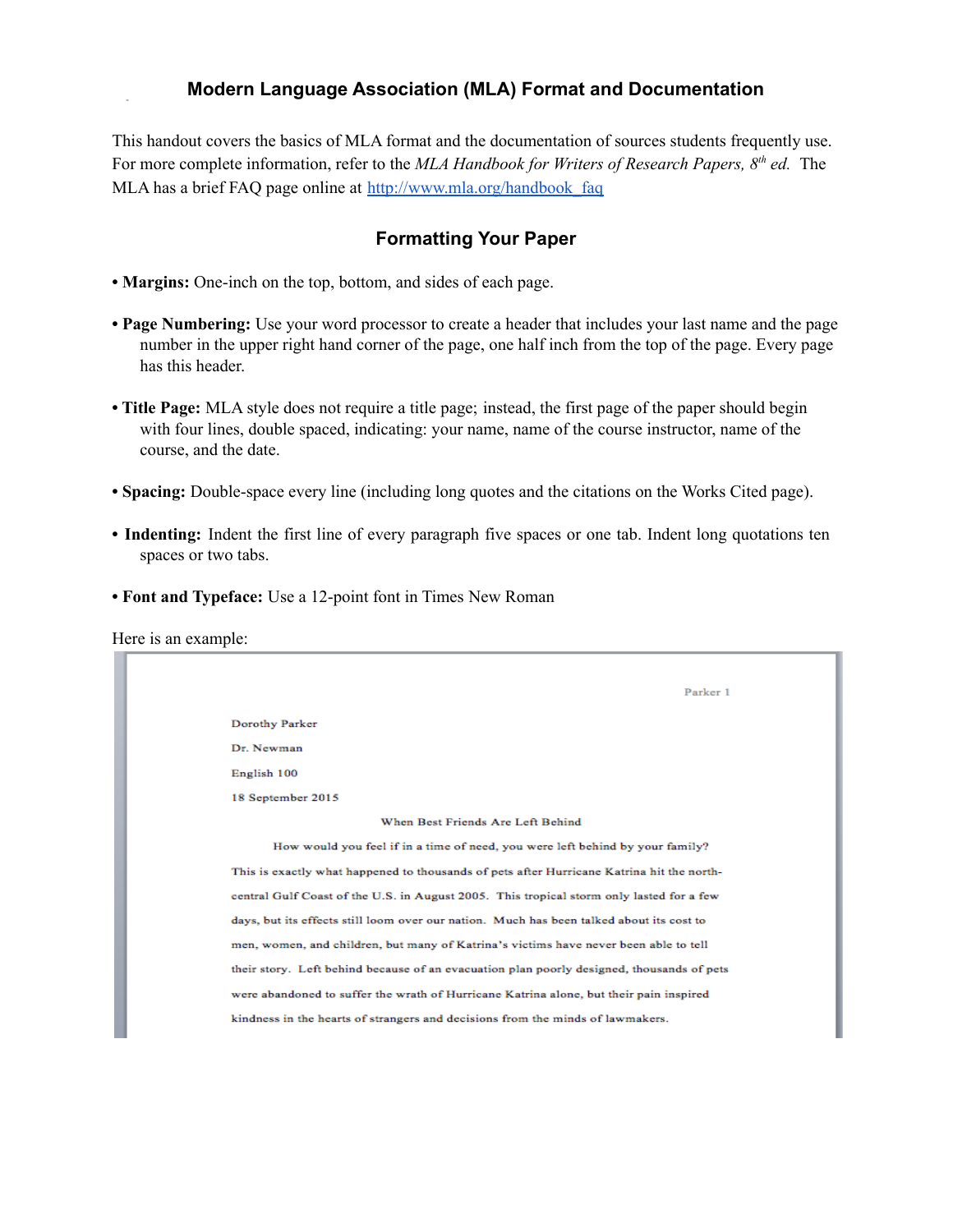# Modern Language Association (MLA) Format and Documentation

This handout covers the basics of MLA format and the documentation of sources students frequently use. For more complete information, refer to the *MLA Handbook for Writers of Research Papers, 8th ed.* The MLA has a brief FAQ page online at http://www.mla.org/handbook_faq

## Formatting Your Paper

- **Margins:** One-inch on the top, bottom, and sides of each page.

- **Page Numbering:** Use your word processor to create a header that includes your last name and the page number in the upper right hand corner of the page, one half inch from the top of the page. Every page has this header.

- **Title Page:** MLA style does not require a title page; instead, the first page of the paper should begin with four lines, double spaced, indicating: your name, name of the course instructor, name of the course, and the date.

- **Spacing:** Double-space every line (including long quotes and the citations on the Works Cited page).

- **Indenting:** Indent the first line of every paragraph five spaces or one tab. Indent long quotations ten spaces or two tabs.

- **Font and Typeface:** Use a 12-point font in Times New Roman

Here is an example:

Parker 1

Dorothy Parker

Dr. Newman

English 100

18 September 2015

When Best Friends Are Left Behind

How would you feel if in a time of need, you were left behind by your family? This is exactly what happened to thousands of pets after Hurricane Katrina hit the north-central Gulf Coast of the U.S. in August 2005. This tropical storm only lasted for a few days, but its effects still loom over our nation. Much has been talked about its cost to men, women, and children, but many of Katrina's victims have never been able to tell their story. Left behind because of an evacuation plan poorly designed, thousands of pets were abandoned to suffer the wrath of Hurricane Katrina alone, but their pain inspired kindness in the hearts of strangers and decisions from the minds of lawmakers.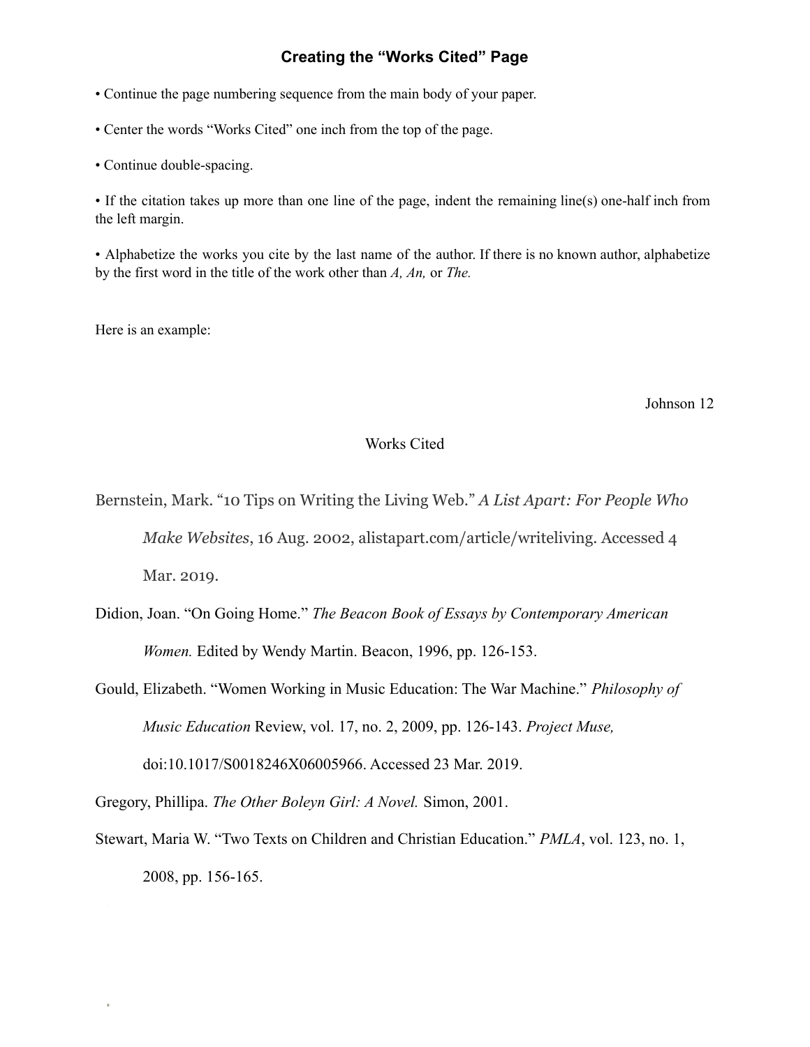## Creating the "Works Cited" Page

• Continue the page numbering sequence from the main body of your paper.

• Center the words "Works Cited" one inch from the top of the page.

• Continue double-spacing.

• If the citation takes up more than one line of the page, indent the remaining line(s) one-half inch from the left margin.

• Alphabetize the works you cite by the last name of the author. If there is no known author, alphabetize by the first word in the title of the work other than *A, An,* or *The.*

Here is an example:

Johnson 12

Works Cited

Bernstein, Mark. "10 Tips on Writing the Living Web." *A List Apart: For People Who Make Websites*, 16 Aug. 2002, alistapart.com/article/writeliving. Accessed 4 Mar. 2019.

Didion, Joan. "On Going Home." *The Beacon Book of Essays by Contemporary American Women.* Edited by Wendy Martin. Beacon, 1996, pp. 126-153.

Gould, Elizabeth. "Women Working in Music Education: The War Machine." *Philosophy of Music Education* Review, vol. 17, no. 2, 2009, pp. 126-143. *Project Muse,* doi:10.1017/S0018246X06005966. Accessed 23 Mar. 2019.

Gregory, Phillipa. *The Other Boleyn Girl: A Novel.* Simon, 2001.

Stewart, Maria W. "Two Texts on Children and Christian Education." *PMLA*, vol. 123, no. 1, 2008, pp. 156-165.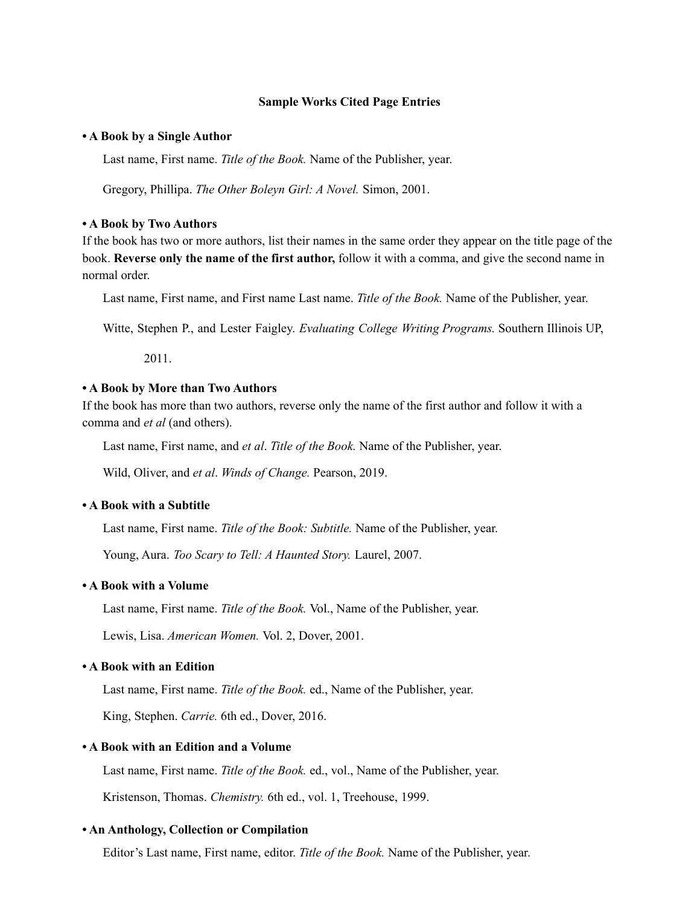**Sample Works Cited Page Entries**

**• A Book by a Single Author**

Last name, First name. *Title of the Book.* Name of the Publisher, year.

Gregory, Phillipa. *The Other Boleyn Girl: A Novel.* Simon, 2001.

**• A Book by Two Authors**

If the book has two or more authors, list their names in the same order they appear on the title page of the book. **Reverse only the name of the first author,** follow it with a comma, and give the second name in normal order.

Last name, First name, and First name Last name. *Title of the Book.* Name of the Publisher, year.

Witte, Stephen P., and Lester Faigley. *Evaluating College Writing Programs.* Southern Illinois UP, 2011.

**• A Book by More than Two Authors**

If the book has more than two authors, reverse only the name of the first author and follow it with a comma and *et al* (and others).

Last name, First name, and *et al*. *Title of the Book.* Name of the Publisher, year.

Wild, Oliver, and *et al*. *Winds of Change.* Pearson, 2019.

**• A Book with a Subtitle**

Last name, First name. *Title of the Book: Subtitle.* Name of the Publisher, year.

Young, Aura. *Too Scary to Tell: A Haunted Story.* Laurel, 2007.

**• A Book with a Volume**

Last name, First name. *Title of the Book.* Vol., Name of the Publisher, year.

Lewis, Lisa. *American Women.* Vol. 2, Dover, 2001.

**• A Book with an Edition**

Last name, First name. *Title of the Book.* ed., Name of the Publisher, year.

King, Stephen. *Carrie.* 6th ed., Dover, 2016.

**• A Book with an Edition and a Volume**

Last name, First name. *Title of the Book.* ed., vol., Name of the Publisher, year.

Kristenson, Thomas. *Chemistry.* 6th ed., vol. 1, Treehouse, 1999.

**• An Anthology, Collection or Compilation**

Editor's Last name, First name, editor. *Title of the Book.* Name of the Publisher, year.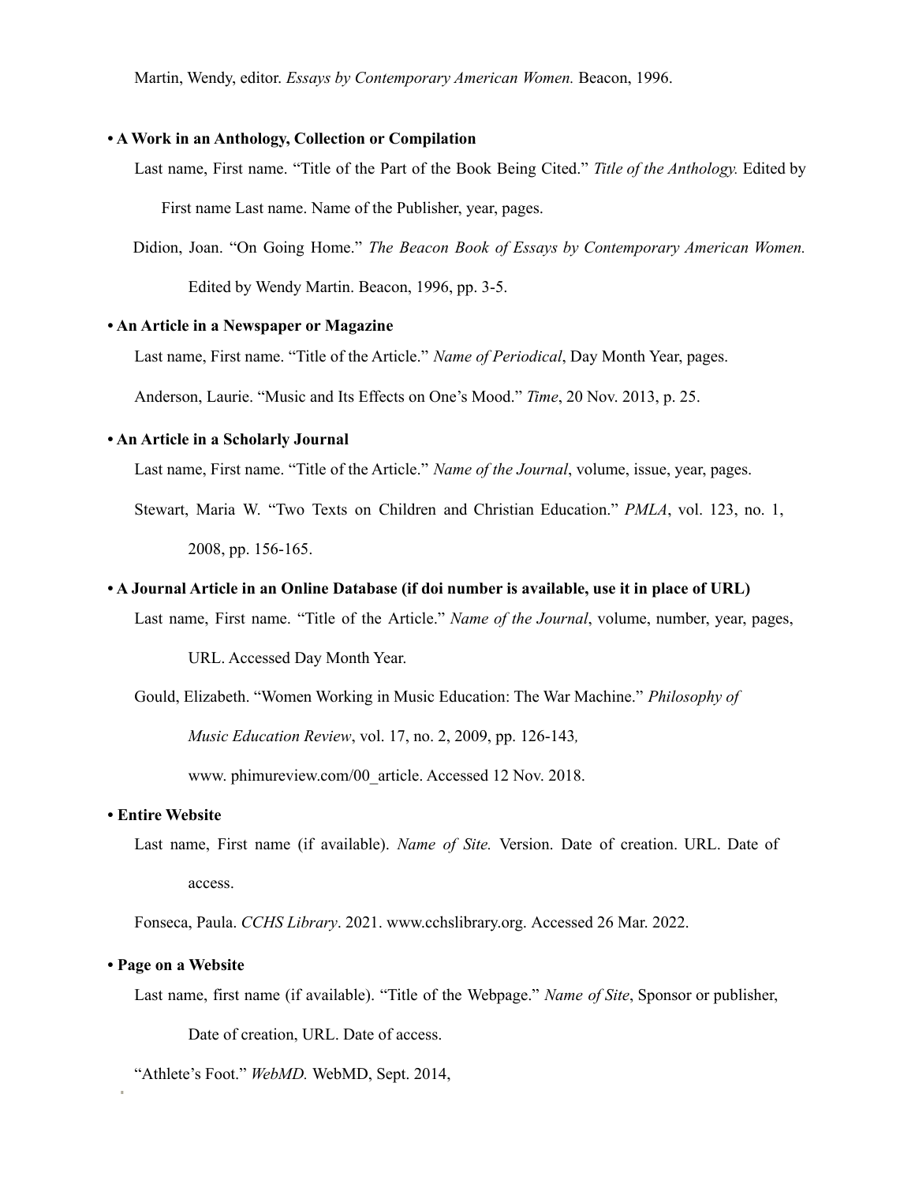Martin, Wendy, editor. *Essays by Contemporary American Women.* Beacon, 1996.

- **A Work in an Anthology, Collection or Compilation**

  Last name, First name. "Title of the Part of the Book Being Cited." *Title of the Anthology.* Edited by First name Last name. Name of the Publisher, year, pages.

  Didion, Joan. "On Going Home." *The Beacon Book of Essays by Contemporary American Women.* Edited by Wendy Martin. Beacon, 1996, pp. 3-5.

- **An Article in a Newspaper or Magazine**

  Last name, First name. "Title of the Article." *Name of Periodical*, Day Month Year, pages.

  Anderson, Laurie. "Music and Its Effects on One's Mood." *Time*, 20 Nov. 2013, p. 25.

- **An Article in a Scholarly Journal**

  Last name, First name. "Title of the Article." *Name of the Journal*, volume, issue, year, pages.

  Stewart, Maria W. "Two Texts on Children and Christian Education." *PMLA*, vol. 123, no. 1, 2008, pp. 156-165.

- **A Journal Article in an Online Database (if doi number is available, use it in place of URL)**

  Last name, First name. "Title of the Article." *Name of the Journal*, volume, number, year, pages, URL. Accessed Day Month Year.

  Gould, Elizabeth. "Women Working in Music Education: The War Machine." *Philosophy of Music Education Review*, vol. 17, no. 2, 2009, pp. 126-143, www. phimureview.com/00_article. Accessed 12 Nov. 2018.

- **Entire Website**

  Last name, First name (if available). *Name of Site.* Version. Date of creation. URL. Date of access.

  Fonseca, Paula. *CCHS Library*. 2021. www.cchslibrary.org. Accessed 26 Mar. 2022.

- **Page on a Website**

  Last name, first name (if available). "Title of the Webpage." *Name of Site*, Sponsor or publisher, Date of creation, URL. Date of access.

  "Athlete's Foot." *WebMD.* WebMD, Sept. 2014,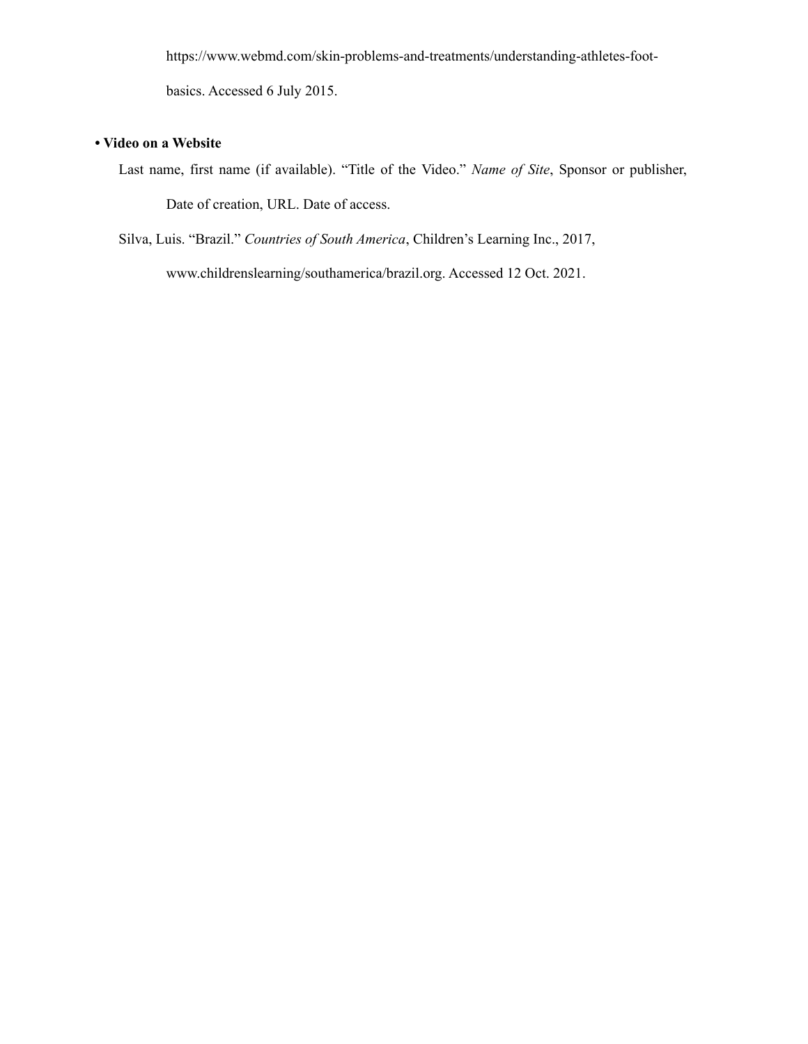https://www.webmd.com/skin-problems-and-treatments/understanding-athletes-foot-basics. Accessed 6 July 2015.

- **Video on a Website**

Last name, first name (if available). "Title of the Video." *Name of Site*, Sponsor or publisher, Date of creation, URL. Date of access.

Silva, Luis. "Brazil." *Countries of South America*, Children's Learning Inc., 2017, www.childrenslearning/southamerica/brazil.org. Accessed 12 Oct. 2021.